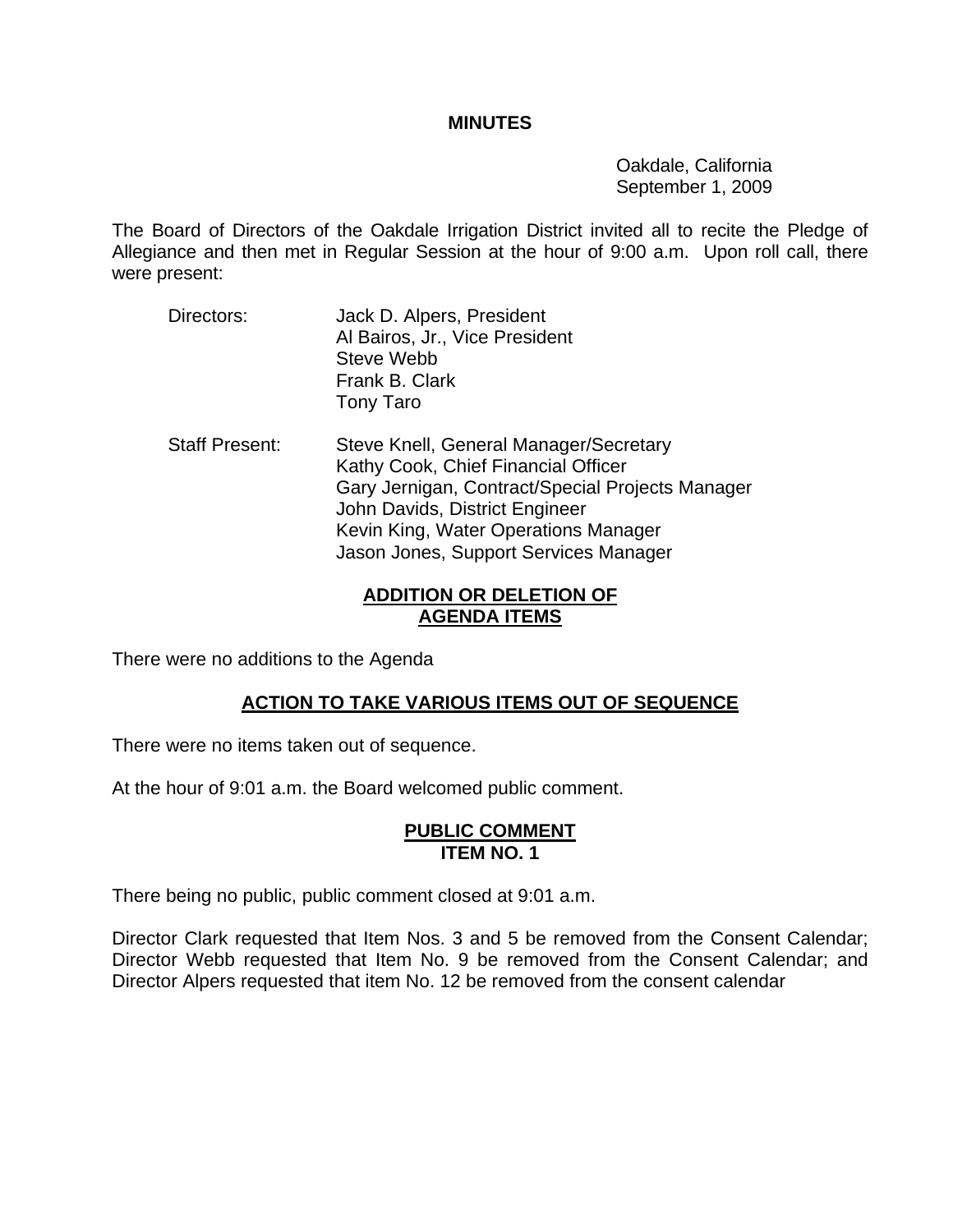# MINUTES

Oakdale, California
September 1, 2009

The Board of Directors of the Oakdale Irrigation District invited all to recite the Pledge of Allegiance and then met in Regular Session at the hour of 9:00 a.m. Upon roll call, there were present:

Directors:
- Jack D. Alpers, President
- Al Bairos, Jr., Vice President
- Steve Webb
- Frank B. Clark
- Tony Taro

Staff Present:
- Steve Knell, General Manager/Secretary
- Kathy Cook, Chief Financial Officer
- Gary Jernigan, Contract/Special Projects Manager
- John Davids, District Engineer
- Kevin King, Water Operations Manager
- Jason Jones, Support Services Manager

## ADDITION OR DELETION OF AGENDA ITEMS

There were no additions to the Agenda

## ACTION TO TAKE VARIOUS ITEMS OUT OF SEQUENCE

There were no items taken out of sequence.

At the hour of 9:01 a.m. the Board welcomed public comment.

## PUBLIC COMMENT ITEM NO. 1

There being no public, public comment closed at 9:01 a.m.

Director Clark requested that Item Nos. 3 and 5 be removed from the Consent Calendar; Director Webb requested that Item No. 9 be removed from the Consent Calendar; and Director Alpers requested that item No. 12 be removed from the consent calendar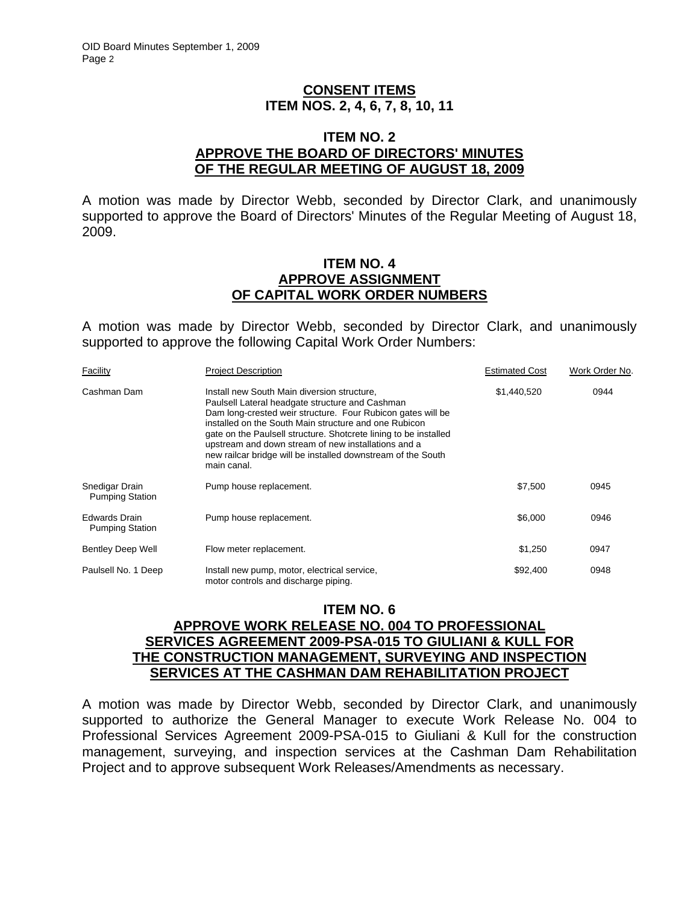## CONSENT ITEMS
## ITEM NOS. 2, 4, 6, 7, 8, 10, 11

### ITEM NO. 2
### APPROVE THE BOARD OF DIRECTORS' MINUTES OF THE REGULAR MEETING OF AUGUST 18, 2009

A motion was made by Director Webb, seconded by Director Clark, and unanimously supported to approve the Board of Directors' Minutes of the Regular Meeting of August 18, 2009.

### ITEM NO. 4
### APPROVE ASSIGNMENT OF CAPITAL WORK ORDER NUMBERS

A motion was made by Director Webb, seconded by Director Clark, and unanimously supported to approve the following Capital Work Order Numbers:

| Facility | Project Description | Estimated Cost | Work Order No. |
|---|---|---|---|
| Cashman Dam | Install new South Main diversion structure, Paulsell Lateral headgate structure and Cashman Dam long-crested weir structure. Four Rubicon gates will be installed on the South Main structure and one Rubicon gate on the Paulsell structure. Shotcrete lining to be installed upstream and down stream of new installations and a new railcar bridge will be installed downstream of the South main canal. | $1,440,520 | 0944 |
| Snedigar Drain Pumping Station | Pump house replacement. | $7,500 | 0945 |
| Edwards Drain Pumping Station | Pump house replacement. | $6,000 | 0946 |
| Bentley Deep Well | Flow meter replacement. | $1,250 | 0947 |
| Paulsell No. 1 Deep | Install new pump, motor, electrical service, motor controls and discharge piping. | $92,400 | 0948 |

### ITEM NO. 6
### APPROVE WORK RELEASE NO. 004 TO PROFESSIONAL SERVICES AGREEMENT 2009-PSA-015 TO GIULIANI & KULL FOR THE CONSTRUCTION MANAGEMENT, SURVEYING AND INSPECTION SERVICES AT THE CASHMAN DAM REHABILITATION PROJECT

A motion was made by Director Webb, seconded by Director Clark, and unanimously supported to authorize the General Manager to execute Work Release No. 004 to Professional Services Agreement 2009-PSA-015 to Giuliani & Kull for the construction management, surveying, and inspection services at the Cashman Dam Rehabilitation Project and to approve subsequent Work Releases/Amendments as necessary.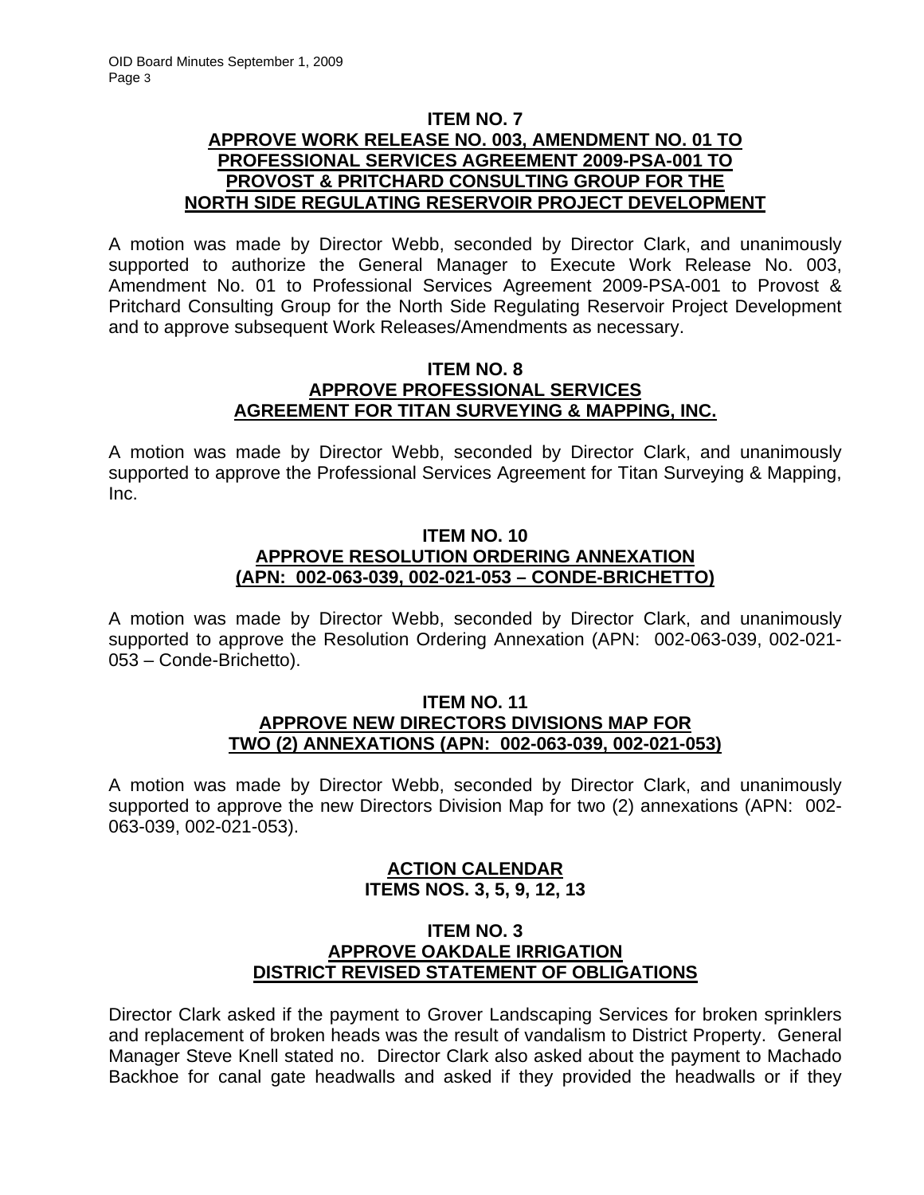**ITEM NO. 7**
**APPROVE WORK RELEASE NO. 003, AMENDMENT NO. 01 TO PROFESSIONAL SERVICES AGREEMENT 2009-PSA-001 TO PROVOST & PRITCHARD CONSULTING GROUP FOR THE NORTH SIDE REGULATING RESERVOIR PROJECT DEVELOPMENT**

A motion was made by Director Webb, seconded by Director Clark, and unanimously supported to authorize the General Manager to Execute Work Release No. 003, Amendment No. 01 to Professional Services Agreement 2009-PSA-001 to Provost & Pritchard Consulting Group for the North Side Regulating Reservoir Project Development and to approve subsequent Work Releases/Amendments as necessary.

**ITEM NO. 8**
**APPROVE PROFESSIONAL SERVICES AGREEMENT FOR TITAN SURVEYING & MAPPING, INC.**

A motion was made by Director Webb, seconded by Director Clark, and unanimously supported to approve the Professional Services Agreement for Titan Surveying & Mapping, Inc.

**ITEM NO. 10**
**APPROVE RESOLUTION ORDERING ANNEXATION (APN: 002-063-039, 002-021-053 – CONDE-BRICHETTO)**

A motion was made by Director Webb, seconded by Director Clark, and unanimously supported to approve the Resolution Ordering Annexation (APN: 002-063-039, 002-021-053 – Conde-Brichetto).

**ITEM NO. 11**
**APPROVE NEW DIRECTORS DIVISIONS MAP FOR TWO (2) ANNEXATIONS (APN: 002-063-039, 002-021-053)**

A motion was made by Director Webb, seconded by Director Clark, and unanimously supported to approve the new Directors Division Map for two (2) annexations (APN: 002-063-039, 002-021-053).

**ACTION CALENDAR**
**ITEMS NOS. 3, 5, 9, 12, 13**

**ITEM NO. 3**
**APPROVE OAKDALE IRRIGATION DISTRICT REVISED STATEMENT OF OBLIGATIONS**

Director Clark asked if the payment to Grover Landscaping Services for broken sprinklers and replacement of broken heads was the result of vandalism to District Property. General Manager Steve Knell stated no. Director Clark also asked about the payment to Machado Backhoe for canal gate headwalls and asked if they provided the headwalls or if they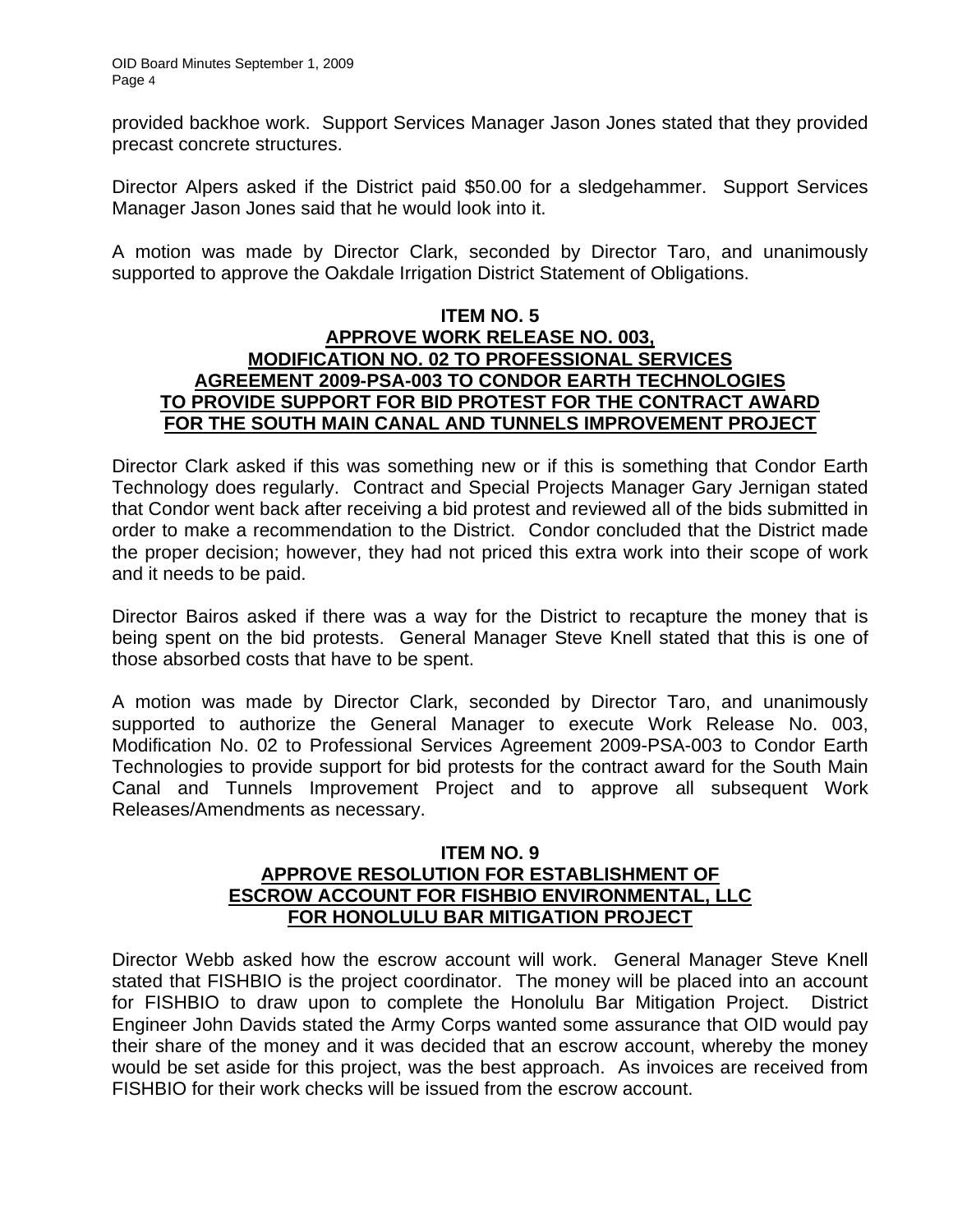provided backhoe work. Support Services Manager Jason Jones stated that they provided precast concrete structures.

Director Alpers asked if the District paid $50.00 for a sledgehammer. Support Services Manager Jason Jones said that he would look into it.

A motion was made by Director Clark, seconded by Director Taro, and unanimously supported to approve the Oakdale Irrigation District Statement of Obligations.

**ITEM NO. 5**
**APPROVE WORK RELEASE NO. 003, MODIFICATION NO. 02 TO PROFESSIONAL SERVICES AGREEMENT 2009-PSA-003 TO CONDOR EARTH TECHNOLOGIES TO PROVIDE SUPPORT FOR BID PROTEST FOR THE CONTRACT AWARD FOR THE SOUTH MAIN CANAL AND TUNNELS IMPROVEMENT PROJECT**

Director Clark asked if this was something new or if this is something that Condor Earth Technology does regularly. Contract and Special Projects Manager Gary Jernigan stated that Condor went back after receiving a bid protest and reviewed all of the bids submitted in order to make a recommendation to the District. Condor concluded that the District made the proper decision; however, they had not priced this extra work into their scope of work and it needs to be paid.

Director Bairos asked if there was a way for the District to recapture the money that is being spent on the bid protests. General Manager Steve Knell stated that this is one of those absorbed costs that have to be spent.

A motion was made by Director Clark, seconded by Director Taro, and unanimously supported to authorize the General Manager to execute Work Release No. 003, Modification No. 02 to Professional Services Agreement 2009-PSA-003 to Condor Earth Technologies to provide support for bid protests for the contract award for the South Main Canal and Tunnels Improvement Project and to approve all subsequent Work Releases/Amendments as necessary.

**ITEM NO. 9**
**APPROVE RESOLUTION FOR ESTABLISHMENT OF ESCROW ACCOUNT FOR FISHBIO ENVIRONMENTAL, LLC FOR HONOLULU BAR MITIGATION PROJECT**

Director Webb asked how the escrow account will work. General Manager Steve Knell stated that FISHBIO is the project coordinator. The money will be placed into an account for FISHBIO to draw upon to complete the Honolulu Bar Mitigation Project. District Engineer John Davids stated the Army Corps wanted some assurance that OID would pay their share of the money and it was decided that an escrow account, whereby the money would be set aside for this project, was the best approach. As invoices are received from FISHBIO for their work checks will be issued from the escrow account.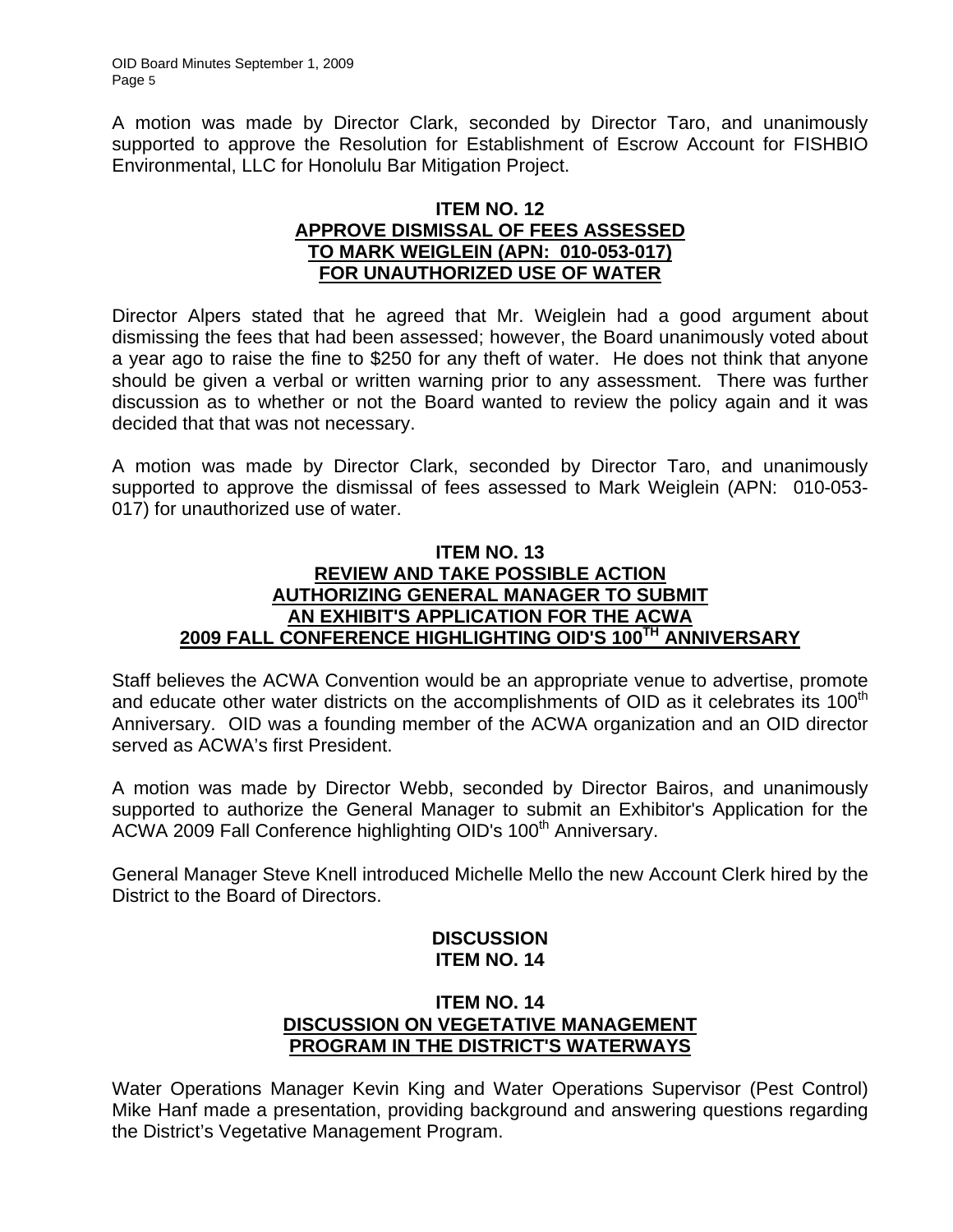A motion was made by Director Clark, seconded by Director Taro, and unanimously supported to approve the Resolution for Establishment of Escrow Account for FISHBIO Environmental, LLC for Honolulu Bar Mitigation Project.

**ITEM NO. 12**
**APPROVE DISMISSAL OF FEES ASSESSED TO MARK WEIGLEIN (APN: 010-053-017) FOR UNAUTHORIZED USE OF WATER**

Director Alpers stated that he agreed that Mr. Weiglein had a good argument about dismissing the fees that had been assessed; however, the Board unanimously voted about a year ago to raise the fine to $250 for any theft of water. He does not think that anyone should be given a verbal or written warning prior to any assessment. There was further discussion as to whether or not the Board wanted to review the policy again and it was decided that that was not necessary.

A motion was made by Director Clark, seconded by Director Taro, and unanimously supported to approve the dismissal of fees assessed to Mark Weiglein (APN: 010-053-017) for unauthorized use of water.

**ITEM NO. 13**
**REVIEW AND TAKE POSSIBLE ACTION AUTHORIZING GENERAL MANAGER TO SUBMIT AN EXHIBIT'S APPLICATION FOR THE ACWA 2009 FALL CONFERENCE HIGHLIGHTING OID'S 100TH ANNIVERSARY**

Staff believes the ACWA Convention would be an appropriate venue to advertise, promote and educate other water districts on the accomplishments of OID as it celebrates its 100th Anniversary. OID was a founding member of the ACWA organization and an OID director served as ACWA's first President.

A motion was made by Director Webb, seconded by Director Bairos, and unanimously supported to authorize the General Manager to submit an Exhibitor's Application for the ACWA 2009 Fall Conference highlighting OID's 100th Anniversary.

General Manager Steve Knell introduced Michelle Mello the new Account Clerk hired by the District to the Board of Directors.

**DISCUSSION**
**ITEM NO. 14**

**ITEM NO. 14**
**DISCUSSION ON VEGETATIVE MANAGEMENT PROGRAM IN THE DISTRICT'S WATERWAYS**

Water Operations Manager Kevin King and Water Operations Supervisor (Pest Control) Mike Hanf made a presentation, providing background and answering questions regarding the District's Vegetative Management Program.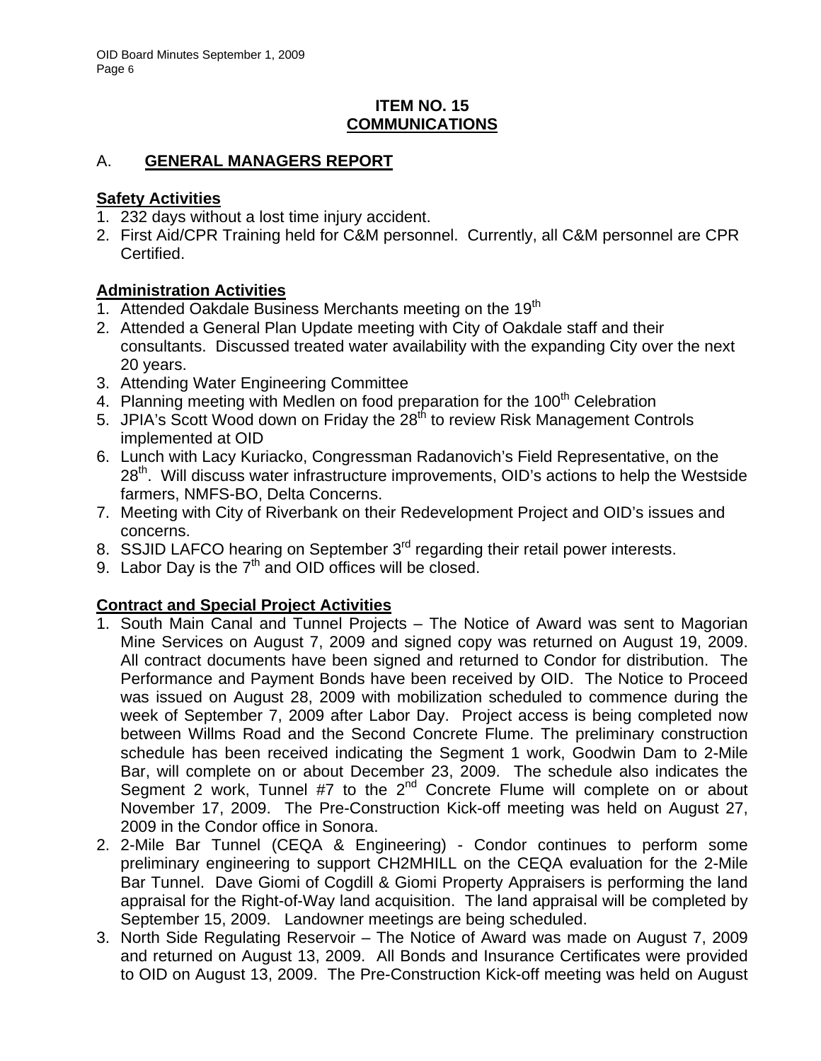## ITEM NO. 15
## COMMUNICATIONS

### A. GENERAL MANAGERS REPORT

**Safety Activities**

1. 232 days without a lost time injury accident.
2. First Aid/CPR Training held for C&M personnel. Currently, all C&M personnel are CPR Certified.

**Administration Activities**

1. Attended Oakdale Business Merchants meeting on the 19th
2. Attended a General Plan Update meeting with City of Oakdale staff and their consultants. Discussed treated water availability with the expanding City over the next 20 years.
3. Attending Water Engineering Committee
4. Planning meeting with Medlen on food preparation for the 100th Celebration
5. JPIA's Scott Wood down on Friday the 28th to review Risk Management Controls implemented at OID
6. Lunch with Lacy Kuriacko, Congressman Radanovich's Field Representative, on the 28th. Will discuss water infrastructure improvements, OID's actions to help the Westside farmers, NMFS-BO, Delta Concerns.
7. Meeting with City of Riverbank on their Redevelopment Project and OID's issues and concerns.
8. SSJID LAFCO hearing on September 3rd regarding their retail power interests.
9. Labor Day is the 7th and OID offices will be closed.

**Contract and Special Project Activities**

1. South Main Canal and Tunnel Projects – The Notice of Award was sent to Magorian Mine Services on August 7, 2009 and signed copy was returned on August 19, 2009. All contract documents have been signed and returned to Condor for distribution. The Performance and Payment Bonds have been received by OID. The Notice to Proceed was issued on August 28, 2009 with mobilization scheduled to commence during the week of September 7, 2009 after Labor Day. Project access is being completed now between Willms Road and the Second Concrete Flume. The preliminary construction schedule has been received indicating the Segment 1 work, Goodwin Dam to 2-Mile Bar, will complete on or about December 23, 2009. The schedule also indicates the Segment 2 work, Tunnel #7 to the 2nd Concrete Flume will complete on or about November 17, 2009. The Pre-Construction Kick-off meeting was held on August 27, 2009 in the Condor office in Sonora.
2. 2-Mile Bar Tunnel (CEQA & Engineering) - Condor continues to perform some preliminary engineering to support CH2MHILL on the CEQA evaluation for the 2-Mile Bar Tunnel. Dave Giomi of Cogdill & Giomi Property Appraisers is performing the land appraisal for the Right-of-Way land acquisition. The land appraisal will be completed by September 15, 2009. Landowner meetings are being scheduled.
3. North Side Regulating Reservoir – The Notice of Award was made on August 7, 2009 and returned on August 13, 2009. All Bonds and Insurance Certificates were provided to OID on August 13, 2009. The Pre-Construction Kick-off meeting was held on August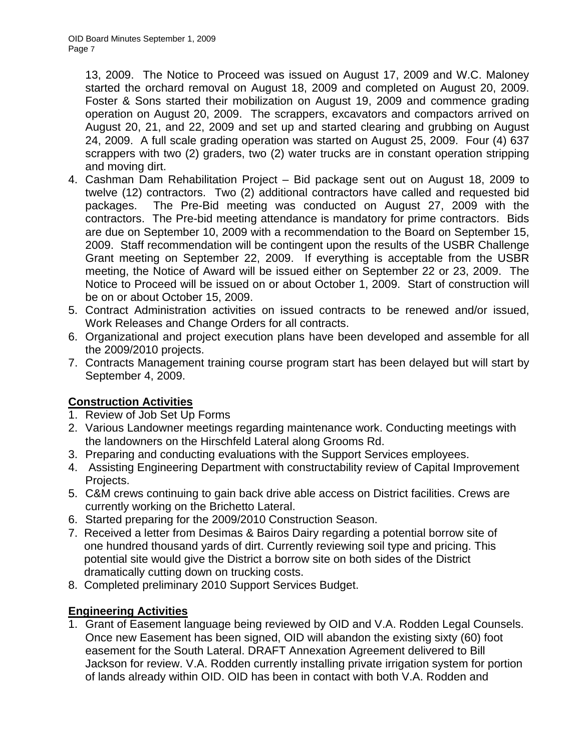13, 2009. The Notice to Proceed was issued on August 17, 2009 and W.C. Maloney started the orchard removal on August 18, 2009 and completed on August 20, 2009. Foster & Sons started their mobilization on August 19, 2009 and commence grading operation on August 20, 2009. The scrappers, excavators and compactors arrived on August 20, 21, and 22, 2009 and set up and started clearing and grubbing on August 24, 2009. A full scale grading operation was started on August 25, 2009. Four (4) 637 scrappers with two (2) graders, two (2) water trucks are in constant operation stripping and moving dirt.

4. Cashman Dam Rehabilitation Project – Bid package sent out on August 18, 2009 to twelve (12) contractors. Two (2) additional contractors have called and requested bid packages. The Pre-Bid meeting was conducted on August 27, 2009 with the contractors. The Pre-bid meeting attendance is mandatory for prime contractors. Bids are due on September 10, 2009 with a recommendation to the Board on September 15, 2009. Staff recommendation will be contingent upon the results of the USBR Challenge Grant meeting on September 22, 2009. If everything is acceptable from the USBR meeting, the Notice of Award will be issued either on September 22 or 23, 2009. The Notice to Proceed will be issued on or about October 1, 2009. Start of construction will be on or about October 15, 2009.
5. Contract Administration activities on issued contracts to be renewed and/or issued, Work Releases and Change Orders for all contracts.
6. Organizational and project execution plans have been developed and assemble for all the 2009/2010 projects.
7. Contracts Management training course program start has been delayed but will start by September 4, 2009.

## Construction Activities

1. Review of Job Set Up Forms
2. Various Landowner meetings regarding maintenance work. Conducting meetings with the landowners on the Hirschfeld Lateral along Grooms Rd.
3. Preparing and conducting evaluations with the Support Services employees.
4. Assisting Engineering Department with constructability review of Capital Improvement Projects.
5. C&M crews continuing to gain back drive able access on District facilities. Crews are currently working on the Brichetto Lateral.
6. Started preparing for the 2009/2010 Construction Season.
7. Received a letter from Desimas & Bairos Dairy regarding a potential borrow site of one hundred thousand yards of dirt. Currently reviewing soil type and pricing. This potential site would give the District a borrow site on both sides of the District dramatically cutting down on trucking costs.
8. Completed preliminary 2010 Support Services Budget.

## Engineering Activities

1. Grant of Easement language being reviewed by OID and V.A. Rodden Legal Counsels. Once new Easement has been signed, OID will abandon the existing sixty (60) foot easement for the South Lateral. DRAFT Annexation Agreement delivered to Bill Jackson for review. V.A. Rodden currently installing private irrigation system for portion of lands already within OID. OID has been in contact with both V.A. Rodden and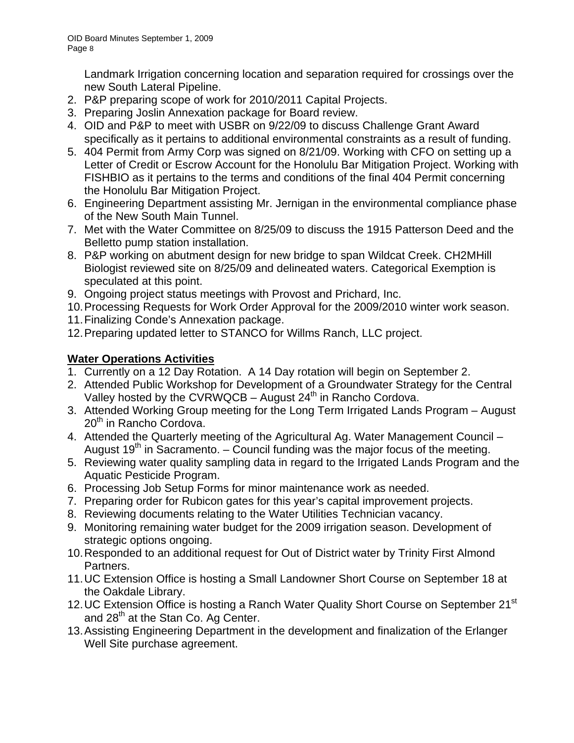Landmark Irrigation concerning location and separation required for crossings over the new South Lateral Pipeline.
2. P&P preparing scope of work for 2010/2011 Capital Projects.
3. Preparing Joslin Annexation package for Board review.
4. OID and P&P to meet with USBR on 9/22/09 to discuss Challenge Grant Award specifically as it pertains to additional environmental constraints as a result of funding.
5. 404 Permit from Army Corp was signed on 8/21/09. Working with CFO on setting up a Letter of Credit or Escrow Account for the Honolulu Bar Mitigation Project. Working with FISHBIO as it pertains to the terms and conditions of the final 404 Permit concerning the Honolulu Bar Mitigation Project.
6. Engineering Department assisting Mr. Jernigan in the environmental compliance phase of the New South Main Tunnel.
7. Met with the Water Committee on 8/25/09 to discuss the 1915 Patterson Deed and the Belletto pump station installation.
8. P&P working on abutment design for new bridge to span Wildcat Creek. CH2MHill Biologist reviewed site on 8/25/09 and delineated waters. Categorical Exemption is speculated at this point.
9. Ongoing project status meetings with Provost and Prichard, Inc.
10. Processing Requests for Work Order Approval for the 2009/2010 winter work season.
11. Finalizing Conde's Annexation package.
12. Preparing updated letter to STANCO for Willms Ranch, LLC project.

**Water Operations Activities**

1. Currently on a 12 Day Rotation. A 14 Day rotation will begin on September 2.
2. Attended Public Workshop for Development of a Groundwater Strategy for the Central Valley hosted by the CVRWQCB – August 24th in Rancho Cordova.
3. Attended Working Group meeting for the Long Term Irrigated Lands Program – August 20th in Rancho Cordova.
4. Attended the Quarterly meeting of the Agricultural Ag. Water Management Council – August 19th in Sacramento. – Council funding was the major focus of the meeting.
5. Reviewing water quality sampling data in regard to the Irrigated Lands Program and the Aquatic Pesticide Program.
6. Processing Job Setup Forms for minor maintenance work as needed.
7. Preparing order for Rubicon gates for this year's capital improvement projects.
8. Reviewing documents relating to the Water Utilities Technician vacancy.
9. Monitoring remaining water budget for the 2009 irrigation season. Development of strategic options ongoing.
10. Responded to an additional request for Out of District water by Trinity First Almond Partners.
11. UC Extension Office is hosting a Small Landowner Short Course on September 18 at the Oakdale Library.
12. UC Extension Office is hosting a Ranch Water Quality Short Course on September 21st and 28th at the Stan Co. Ag Center.
13. Assisting Engineering Department in the development and finalization of the Erlanger Well Site purchase agreement.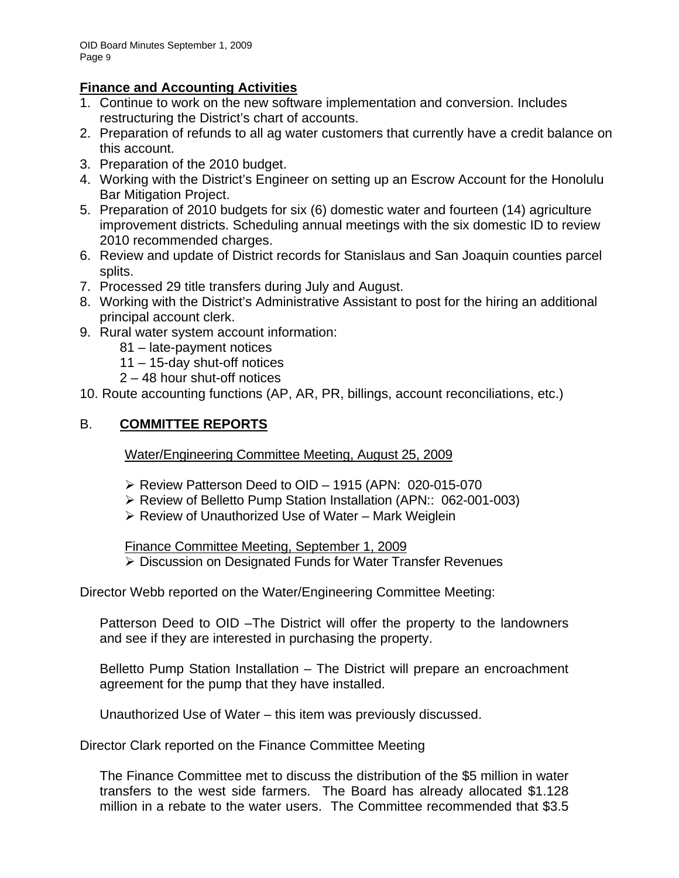## Finance and Accounting Activities

1. Continue to work on the new software implementation and conversion. Includes restructuring the District's chart of accounts.
2. Preparation of refunds to all ag water customers that currently have a credit balance on this account.
3. Preparation of the 2010 budget.
4. Working with the District's Engineer on setting up an Escrow Account for the Honolulu Bar Mitigation Project.
5. Preparation of 2010 budgets for six (6) domestic water and fourteen (14) agriculture improvement districts. Scheduling annual meetings with the six domestic ID to review 2010 recommended charges.
6. Review and update of District records for Stanislaus and San Joaquin counties parcel splits.
7. Processed 29 title transfers during July and August.
8. Working with the District's Administrative Assistant to post for the hiring an additional principal account clerk.
9. Rural water system account information:
   - 81 – late-payment notices
   - 11 – 15-day shut-off notices
   - 2 – 48 hour shut-off notices
10. Route accounting functions (AP, AR, PR, billings, account reconciliations, etc.)

## B. COMMITTEE REPORTS

Water/Engineering Committee Meeting, August 25, 2009

- Review Patterson Deed to OID – 1915 (APN: 020-015-070
- Review of Belletto Pump Station Installation (APN:: 062-001-003)
- Review of Unauthorized Use of Water – Mark Weiglein

Finance Committee Meeting, September 1, 2009

- Discussion on Designated Funds for Water Transfer Revenues

Director Webb reported on the Water/Engineering Committee Meeting:

Patterson Deed to OID –The District will offer the property to the landowners and see if they are interested in purchasing the property.

Belletto Pump Station Installation – The District will prepare an encroachment agreement for the pump that they have installed.

Unauthorized Use of Water – this item was previously discussed.

Director Clark reported on the Finance Committee Meeting

The Finance Committee met to discuss the distribution of the $5 million in water transfers to the west side farmers. The Board has already allocated $1.128 million in a rebate to the water users. The Committee recommended that $3.5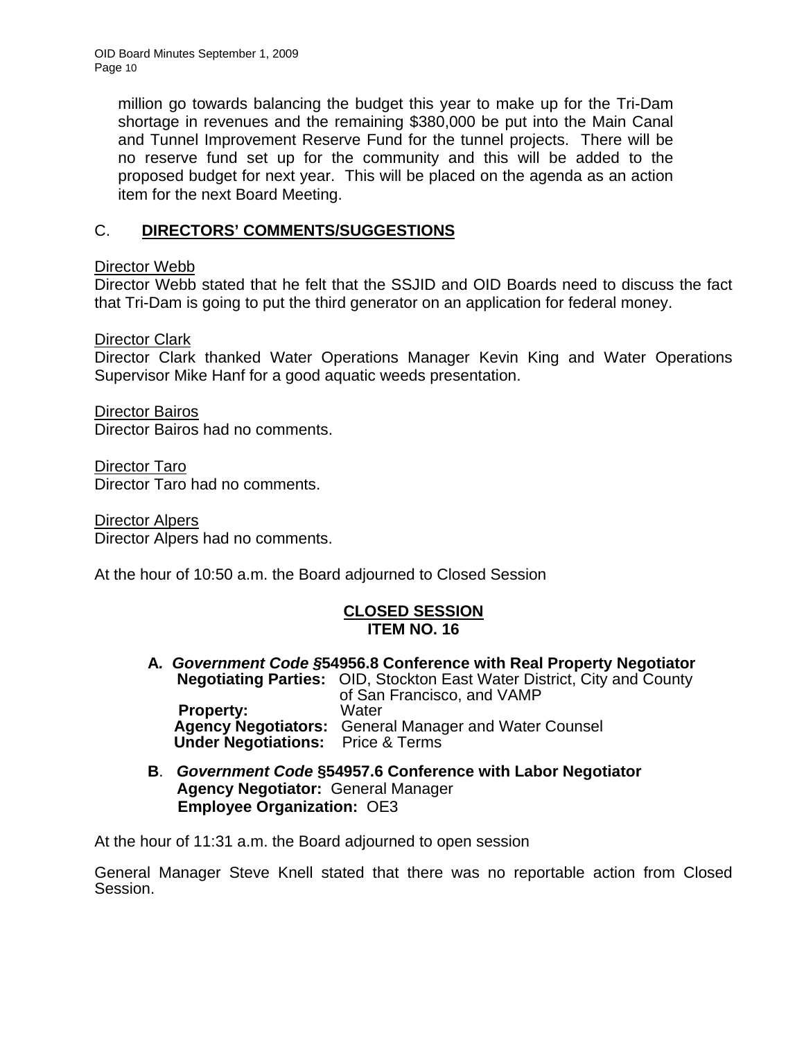million go towards balancing the budget this year to make up for the Tri-Dam shortage in revenues and the remaining $380,000 be put into the Main Canal and Tunnel Improvement Reserve Fund for the tunnel projects. There will be no reserve fund set up for the community and this will be added to the proposed budget for next year. This will be placed on the agenda as an action item for the next Board Meeting.

## C. DIRECTORS' COMMENTS/SUGGESTIONS

Director Webb
Director Webb stated that he felt that the SSJID and OID Boards need to discuss the fact that Tri-Dam is going to put the third generator on an application for federal money.

Director Clark
Director Clark thanked Water Operations Manager Kevin King and Water Operations Supervisor Mike Hanf for a good aquatic weeds presentation.

Director Bairos
Director Bairos had no comments.

Director Taro
Director Taro had no comments.

Director Alpers
Director Alpers had no comments.

At the hour of 10:50 a.m. the Board adjourned to Closed Session

## CLOSED SESSION
### ITEM NO. 16

**A.** ***Government Code §*****54956.8 Conference with Real Property Negotiator**
**Negotiating Parties:** OID, Stockton East Water District, City and County of San Francisco, and VAMP
**Property:** Water
**Agency Negotiators:** General Manager and Water Counsel
**Under Negotiations:** Price & Terms

**B.** ***Government Code*** **§54957.6 Conference with Labor Negotiator**
**Agency Negotiator:** General Manager
**Employee Organization:** OE3

At the hour of 11:31 a.m. the Board adjourned to open session

General Manager Steve Knell stated that there was no reportable action from Closed Session.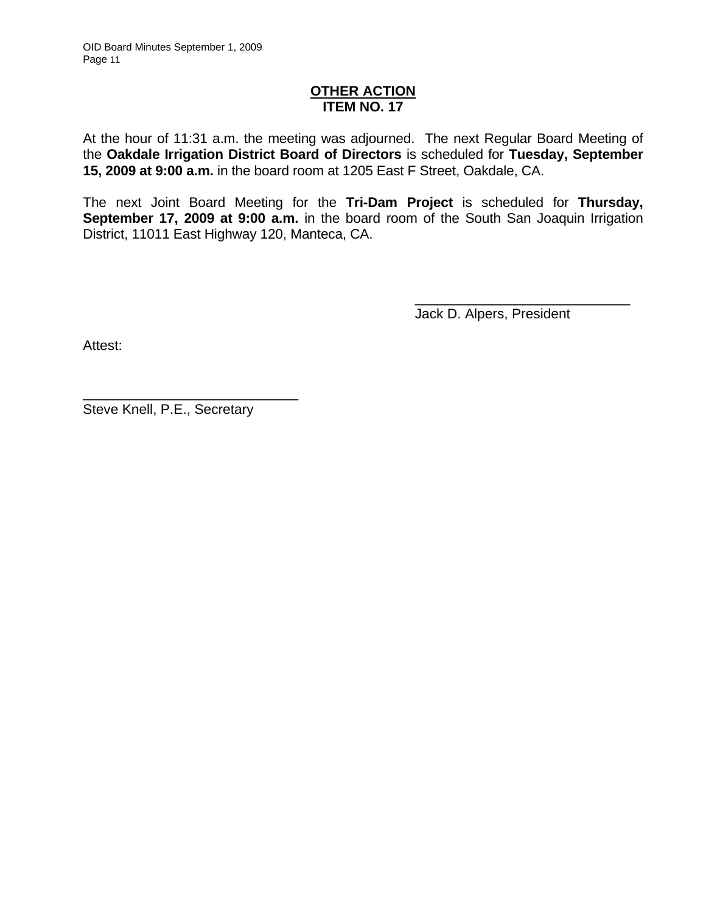**OTHER ACTION**
**ITEM NO. 17**

At the hour of 11:31 a.m. the meeting was adjourned. The next Regular Board Meeting of the **Oakdale Irrigation District Board of Directors** is scheduled for **Tuesday, September 15, 2009 at 9:00 a.m.** in the board room at 1205 East F Street, Oakdale, CA.

The next Joint Board Meeting for the **Tri-Dam Project** is scheduled for **Thursday, September 17, 2009 at 9:00 a.m.** in the board room of the South San Joaquin Irrigation District, 11011 East Highway 120, Manteca, CA.

\_\_\_\_\_\_\_\_\_\_\_\_\_\_\_\_\_\_\_\_\_\_\_\_\_\_\_\_
Jack D. Alpers, President

Attest:

\_\_\_\_\_\_\_\_\_\_\_\_\_\_\_\_\_\_\_\_\_\_\_\_\_\_\_\_
Steve Knell, P.E., Secretary